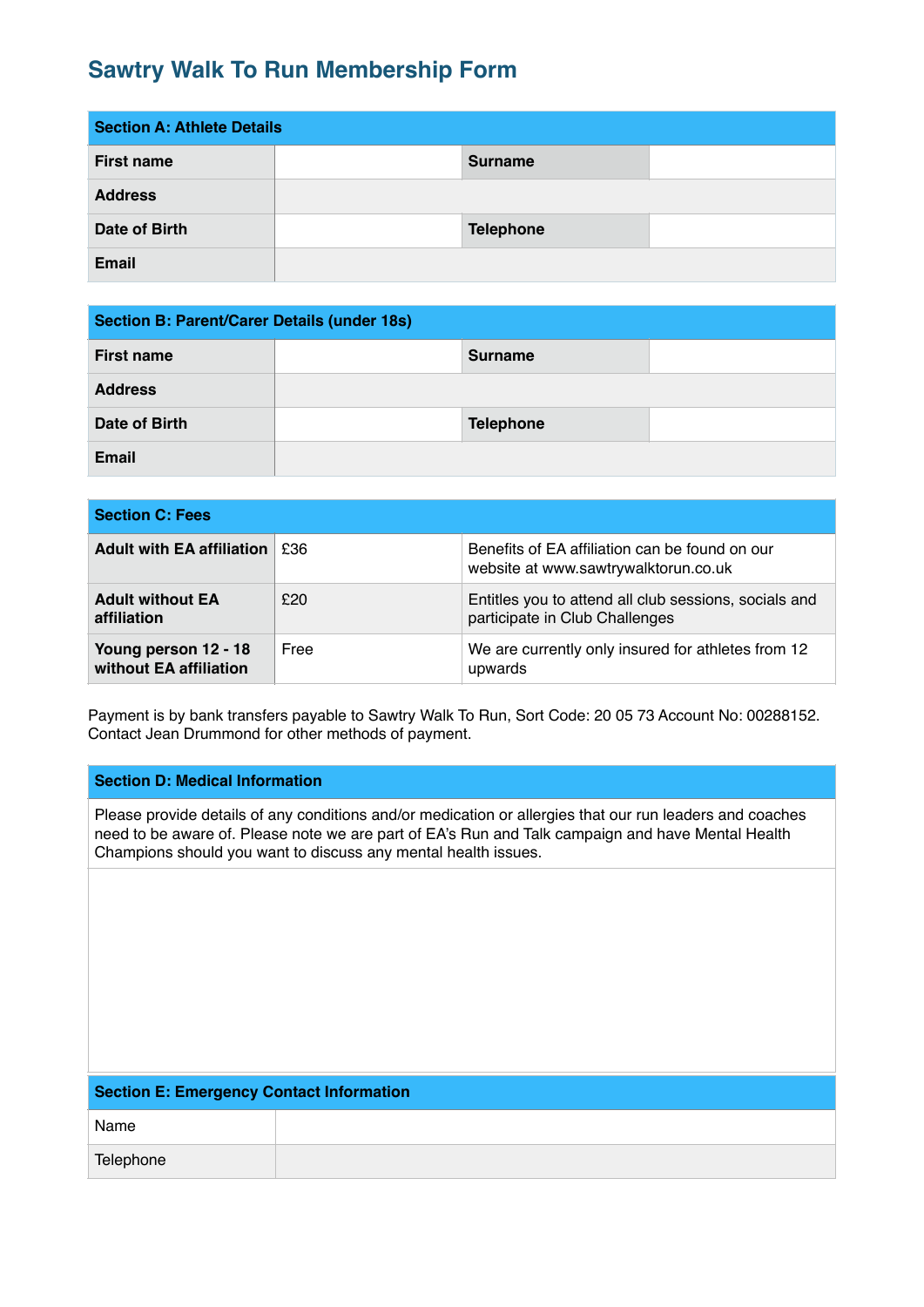# Sawtry Walk To Run Membership Form

| Section A: Athlete Details | | | |
|---|---|---|---|
| **First name** | | **Surname** | |
| **Address** | | | |
| **Date of Birth** | | **Telephone** | |
| **Email** | | | |

| Section B: Parent/Carer Details (under 18s) | | | |
|---|---|---|---|
| **First name** | | **Surname** | |
| **Address** | | | |
| **Date of Birth** | | **Telephone** | |
| **Email** | | | |

| Section C: Fees | | |
|---|---|---|
| **Adult with EA affiliation** | £36 | Benefits of EA affiliation can be found on our website at www.sawtrywalktorun.co.uk |
| **Adult without EA affiliation** | £20 | Entitles you to attend all club sessions, socials and participate in Club Challenges |
| **Young person 12 - 18 without EA affiliation** | Free | We are currently only insured for athletes from 12 upwards |

Payment is by bank transfers payable to Sawtry Walk To Run, Sort Code: 20 05 73 Account No: 00288152. Contact Jean Drummond for other methods of payment.

| Section D: Medical Information |
|---|
| Please provide details of any conditions and/or medication or allergies that our run leaders and coaches need to be aware of. Please note we are part of EA's Run and Talk campaign and have Mental Health Champions should you want to discuss any mental health issues. |
| |

| Section E: Emergency Contact Information | |
|---|---|
| Name | |
| Telephone | |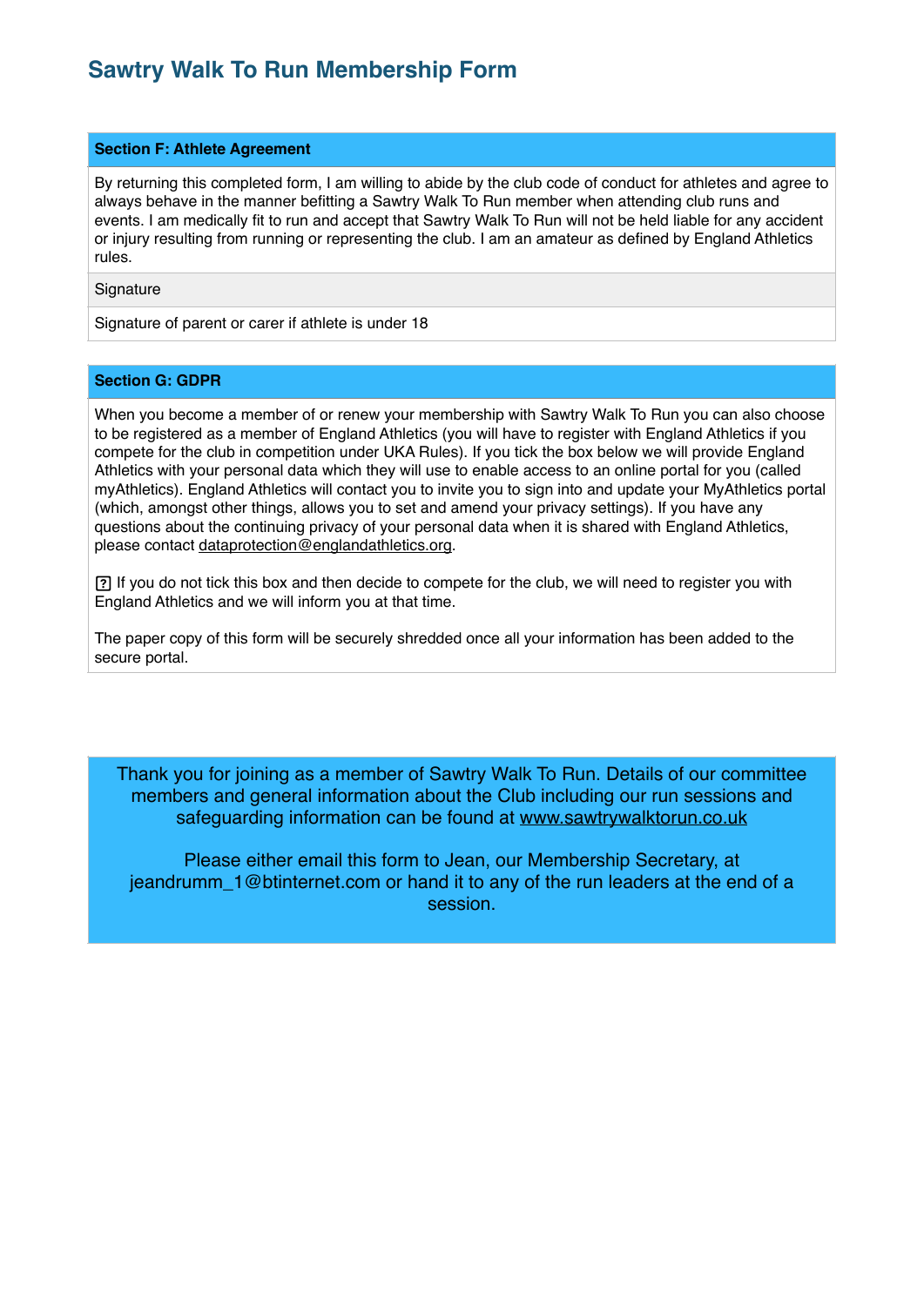## Sawtry Walk To Run Membership Form

| **Section F: Athlete Agreement** |
|---|
| By returning this completed form, I am willing to abide by the club code of conduct for athletes and agree to always behave in the manner befitting a Sawtry Walk To Run member when attending club runs and events. I am medically fit to run and accept that Sawtry Walk To Run will not be held liable for any accident or injury resulting from running or representing the club. I am an amateur as defined by England Athletics rules. |
| Signature |
| Signature of parent or carer if athlete is under 18 |

### Section G: GDPR

When you become a member of or renew your membership with Sawtry Walk To Run you can also choose to be registered as a member of England Athletics (you will have to register with England Athletics if you compete for the club in competition under UKA Rules). If you tick the box below we will provide England Athletics with your personal data which they will use to enable access to an online portal for you (called myAthletics). England Athletics will contact you to invite you to sign into and update your MyAthletics portal (which, amongst other things, allows you to set and amend your privacy settings). If you have any questions about the continuing privacy of your personal data when it is shared with England Athletics, please contact dataprotection@englandathletics.org.

☐ If you do not tick this box and then decide to compete for the club, we will need to register you with England Athletics and we will inform you at that time.

The paper copy of this form will be securely shredded once all your information has been added to the secure portal.

Thank you for joining as a member of Sawtry Walk To Run. Details of our committee members and general information about the Club including our run sessions and safeguarding information can be found at www.sawtrywalktorun.co.uk

Please either email this form to Jean, our Membership Secretary, at jeandrumm_1@btinternet.com or hand it to any of the run leaders at the end of a session.